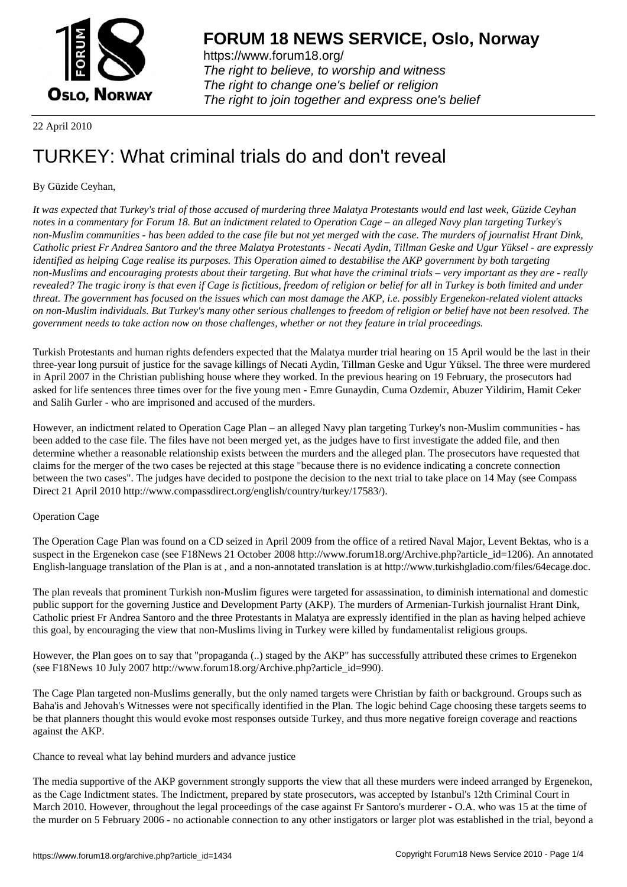# FORUM 18 NEWS SERVICE, Oslo, Norway

https://www.forum18.org/
*The right to believe, to worship and witness*
*The right to change one's belief or religion*
*The right to join together and express one's belief*

22 April 2010

# TURKEY: What criminal trials do and don't reveal

By Güzide Ceyhan,

*It was expected that Turkey's trial of those accused of murdering three Malatya Protestants would end last week, Güzide Ceyhan notes in a commentary for Forum 18. But an indictment related to Operation Cage – an alleged Navy plan targeting Turkey's non-Muslim communities - has been added to the case file but not yet merged with the case. The murders of journalist Hrant Dink, Catholic priest Fr Andrea Santoro and the three Malatya Protestants - Necati Aydin, Tillman Geske and Ugur Yüksel - are expressly identified as helping Cage realise its purposes. This Operation aimed to destabilise the AKP government by both targeting non-Muslims and encouraging protests about their targeting. But what have the criminal trials – very important as they are - really revealed? The tragic irony is that even if Cage is fictitious, freedom of religion or belief for all in Turkey is both limited and under threat. The government has focused on the issues which can most damage the AKP, i.e. possibly Ergenekon-related violent attacks on non-Muslim individuals. But Turkey's many other serious challenges to freedom of religion or belief have not been resolved. The government needs to take action now on those challenges, whether or not they feature in trial proceedings.*

Turkish Protestants and human rights defenders expected that the Malatya murder trial hearing on 15 April would be the last in their three-year long pursuit of justice for the savage killings of Necati Aydin, Tillman Geske and Ugur Yüksel. The three were murdered in April 2007 in the Christian publishing house where they worked. In the previous hearing on 19 February, the prosecutors had asked for life sentences three times over for the five young men - Emre Gunaydin, Cuma Ozdemir, Abuzer Yildirim, Hamit Ceker and Salih Gurler - who are imprisoned and accused of the murders.

However, an indictment related to Operation Cage Plan – an alleged Navy plan targeting Turkey's non-Muslim communities - has been added to the case file. The files have not been merged yet, as the judges have to first investigate the added file, and then determine whether a reasonable relationship exists between the murders and the alleged plan. The prosecutors have requested that claims for the merger of the two cases be rejected at this stage "because there is no evidence indicating a concrete connection between the two cases". The judges have decided to postpone the decision to the next trial to take place on 14 May (see Compass Direct 21 April 2010 http://www.compassdirect.org/english/country/turkey/17583/).

Operation Cage

The Operation Cage Plan was found on a CD seized in April 2009 from the office of a retired Naval Major, Levent Bektas, who is a suspect in the Ergenekon case (see F18News 21 October 2008 http://www.forum18.org/Archive.php?article_id=1206). An annotated English-language translation of the Plan is at , and a non-annotated translation is at http://www.turkishgladio.com/files/64ecage.doc.

The plan reveals that prominent Turkish non-Muslim figures were targeted for assassination, to diminish international and domestic public support for the governing Justice and Development Party (AKP). The murders of Armenian-Turkish journalist Hrant Dink, Catholic priest Fr Andrea Santoro and the three Protestants in Malatya are expressly identified in the plan as having helped achieve this goal, by encouraging the view that non-Muslims living in Turkey were killed by fundamentalist religious groups.

However, the Plan goes on to say that "propaganda (..) staged by the AKP" has successfully attributed these crimes to Ergenekon (see F18News 10 July 2007 http://www.forum18.org/Archive.php?article_id=990).

The Cage Plan targeted non-Muslims generally, but the only named targets were Christian by faith or background. Groups such as Baha'is and Jehovah's Witnesses were not specifically identified in the Plan. The logic behind Cage choosing these targets seems to be that planners thought this would evoke most responses outside Turkey, and thus more negative foreign coverage and reactions against the AKP.

Chance to reveal what lay behind murders and advance justice

The media supportive of the AKP government strongly supports the view that all these murders were indeed arranged by Ergenekon, as the Cage Indictment states. The Indictment, prepared by state prosecutors, was accepted by Istanbul's 12th Criminal Court in March 2010. However, throughout the legal proceedings of the case against Fr Santoro's murderer - O.A. who was 15 at the time of the murder on 5 February 2006 - no actionable connection to any other instigators or larger plot was established in the trial, beyond a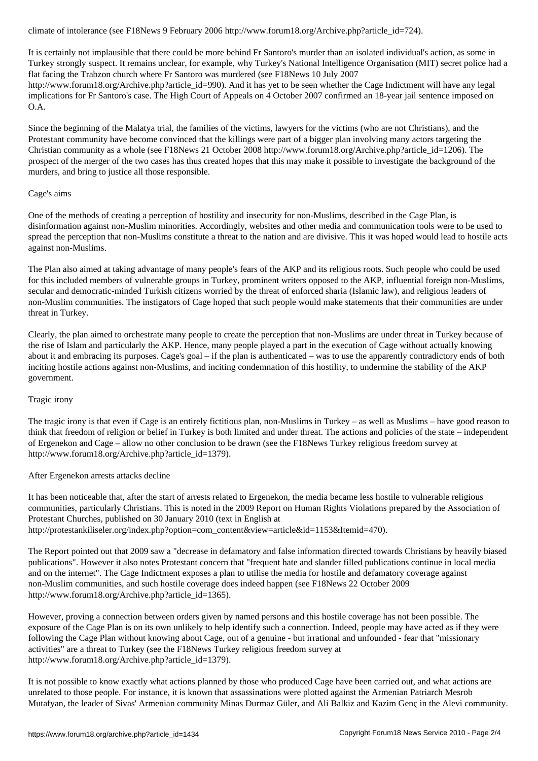climate of intolerance (see F18News 9 February 2006 http://www.forum18.org/Archive.php?article_id=724).

It is certainly not implausible that there could be more behind Fr Santoro's murder than an isolated individual's action, as some in Turkey strongly suspect. It remains unclear, for example, why Turkey's National Intelligence Organisation (MIT) secret police had a flat facing the Trabzon church where Fr Santoro was murdered (see F18News 10 July 2007 http://www.forum18.org/Archive.php?article_id=990). And it has yet to be seen whether the Cage Indictment will have any legal implications for Fr Santoro's case. The High Court of Appeals on 4 October 2007 confirmed an 18-year jail sentence imposed on O.A.

Since the beginning of the Malatya trial, the families of the victims, lawyers for the victims (who are not Christians), and the Protestant community have become convinced that the killings were part of a bigger plan involving many actors targeting the Christian community as a whole (see F18News 21 October 2008 http://www.forum18.org/Archive.php?article_id=1206). The prospect of the merger of the two cases has thus created hopes that this may make it possible to investigate the background of the murders, and bring to justice all those responsible.

## Cage's aims

One of the methods of creating a perception of hostility and insecurity for non-Muslims, described in the Cage Plan, is disinformation against non-Muslim minorities. Accordingly, websites and other media and communication tools were to be used to spread the perception that non-Muslims constitute a threat to the nation and are divisive. This it was hoped would lead to hostile acts against non-Muslims.

The Plan also aimed at taking advantage of many people's fears of the AKP and its religious roots. Such people who could be used for this included members of vulnerable groups in Turkey, prominent writers opposed to the AKP, influential foreign non-Muslims, secular and democratic-minded Turkish citizens worried by the threat of enforced sharia (Islamic law), and religious leaders of non-Muslim communities. The instigators of Cage hoped that such people would make statements that their communities are under threat in Turkey.

Clearly, the plan aimed to orchestrate many people to create the perception that non-Muslims are under threat in Turkey because of the rise of Islam and particularly the AKP. Hence, many people played a part in the execution of Cage without actually knowing about it and embracing its purposes. Cage's goal – if the plan is authenticated – was to use the apparently contradictory ends of both inciting hostile actions against non-Muslims, and inciting condemnation of this hostility, to undermine the stability of the AKP government.

## Tragic irony

The tragic irony is that even if Cage is an entirely fictitious plan, non-Muslims in Turkey – as well as Muslims – have good reason to think that freedom of religion or belief in Turkey is both limited and under threat. The actions and policies of the state – independent of Ergenekon and Cage – allow no other conclusion to be drawn (see the F18News Turkey religious freedom survey at http://www.forum18.org/Archive.php?article_id=1379).

## After Ergenekon arrests attacks decline

It has been noticeable that, after the start of arrests related to Ergenekon, the media became less hostile to vulnerable religious communities, particularly Christians. This is noted in the 2009 Report on Human Rights Violations prepared by the Association of Protestant Churches, published on 30 January 2010 (text in English at http://protestankiliseler.org/index.php?option=com_content&view=article&id=1153&Itemid=470).

The Report pointed out that 2009 saw a "decrease in defamatory and false information directed towards Christians by heavily biased publications". However it also notes Protestant concern that "frequent hate and slander filled publications continue in local media and on the internet". The Cage Indictment exposes a plan to utilise the media for hostile and defamatory coverage against non-Muslim communities, and such hostile coverage does indeed happen (see F18News 22 October 2009 http://www.forum18.org/Archive.php?article_id=1365).

However, proving a connection between orders given by named persons and this hostile coverage has not been possible. The exposure of the Cage Plan is on its own unlikely to help identify such a connection. Indeed, people may have acted as if they were following the Cage Plan without knowing about Cage, out of a genuine - but irrational and unfounded - fear that "missionary activities" are a threat to Turkey (see the F18News Turkey religious freedom survey at http://www.forum18.org/Archive.php?article_id=1379).

It is not possible to know exactly what actions planned by those who produced Cage have been carried out, and what actions are unrelated to those people. For instance, it is known that assassinations were plotted against the Armenian Patriarch Mesrob Mutafyan, the leader of Sivas' Armenian community Minas Durmaz Güler, and Ali Balkiz and Kazim Genç in the Alevi community.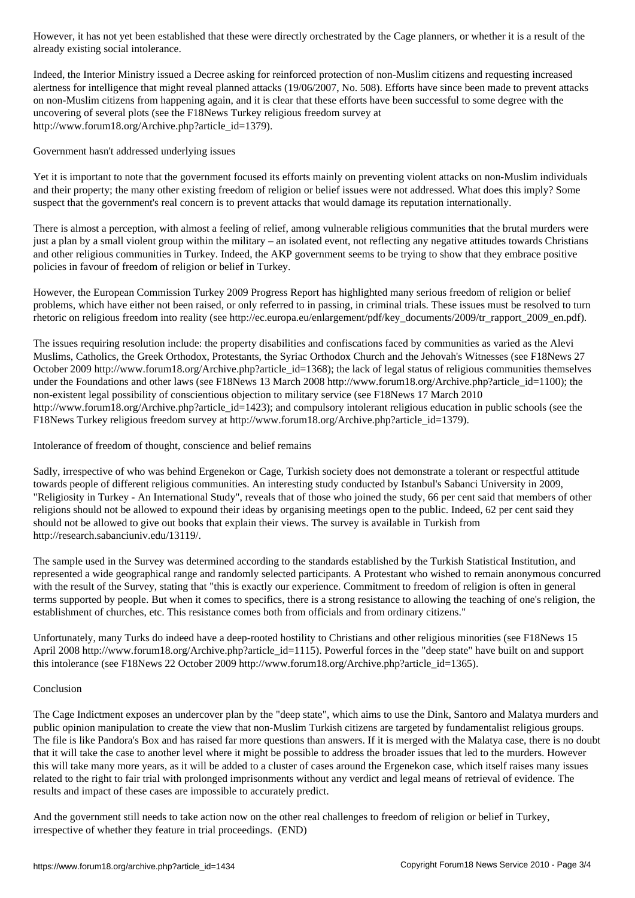However, it has not yet been established that these were directly orchestrated by the Cage planners, or whether it is a result of the already existing social intolerance.

Indeed, the Interior Ministry issued a Decree asking for reinforced protection of non-Muslim citizens and requesting increased alertness for intelligence that might reveal planned attacks (19/06/2007, No. 508). Efforts have since been made to prevent attacks on non-Muslim citizens from happening again, and it is clear that these efforts have been successful to some degree with the uncovering of several plots (see the F18News Turkey religious freedom survey at http://www.forum18.org/Archive.php?article_id=1379).

## Government hasn't addressed underlying issues

Yet it is important to note that the government focused its efforts mainly on preventing violent attacks on non-Muslim individuals and their property; the many other existing freedom of religion or belief issues were not addressed. What does this imply? Some suspect that the government's real concern is to prevent attacks that would damage its reputation internationally.

There is almost a perception, with almost a feeling of relief, among vulnerable religious communities that the brutal murders were just a plan by a small violent group within the military – an isolated event, not reflecting any negative attitudes towards Christians and other religious communities in Turkey. Indeed, the AKP government seems to be trying to show that they embrace positive policies in favour of freedom of religion or belief in Turkey.

However, the European Commission Turkey 2009 Progress Report has highlighted many serious freedom of religion or belief problems, which have either not been raised, or only referred to in passing, in criminal trials. These issues must be resolved to turn rhetoric on religious freedom into reality (see http://ec.europa.eu/enlargement/pdf/key_documents/2009/tr_rapport_2009_en.pdf).

The issues requiring resolution include: the property disabilities and confiscations faced by communities as varied as the Alevi Muslims, Catholics, the Greek Orthodox, Protestants, the Syriac Orthodox Church and the Jehovah's Witnesses (see F18News 27 October 2009 http://www.forum18.org/Archive.php?article_id=1368); the lack of legal status of religious communities themselves under the Foundations and other laws (see F18News 13 March 2008 http://www.forum18.org/Archive.php?article_id=1100); the non-existent legal possibility of conscientious objection to military service (see F18News 17 March 2010 http://www.forum18.org/Archive.php?article_id=1423); and compulsory intolerant religious education in public schools (see the F18News Turkey religious freedom survey at http://www.forum18.org/Archive.php?article_id=1379).

## Intolerance of freedom of thought, conscience and belief remains

Sadly, irrespective of who was behind Ergenekon or Cage, Turkish society does not demonstrate a tolerant or respectful attitude towards people of different religious communities. An interesting study conducted by Istanbul's Sabanci University in 2009, "Religiosity in Turkey - An International Study", reveals that of those who joined the study, 66 per cent said that members of other religions should not be allowed to expound their ideas by organising meetings open to the public. Indeed, 62 per cent said they should not be allowed to give out books that explain their views. The survey is available in Turkish from http://research.sabanciuniv.edu/13119/.

The sample used in the Survey was determined according to the standards established by the Turkish Statistical Institution, and represented a wide geographical range and randomly selected participants. A Protestant who wished to remain anonymous concurred with the result of the Survey, stating that "this is exactly our experience. Commitment to freedom of religion is often in general terms supported by people. But when it comes to specifics, there is a strong resistance to allowing the teaching of one's religion, the establishment of churches, etc. This resistance comes both from officials and from ordinary citizens."

Unfortunately, many Turks do indeed have a deep-rooted hostility to Christians and other religious minorities (see F18News 15 April 2008 http://www.forum18.org/Archive.php?article_id=1115). Powerful forces in the "deep state" have built on and support this intolerance (see F18News 22 October 2009 http://www.forum18.org/Archive.php?article_id=1365).

## Conclusion

The Cage Indictment exposes an undercover plan by the "deep state", which aims to use the Dink, Santoro and Malatya murders and public opinion manipulation to create the view that non-Muslim Turkish citizens are targeted by fundamentalist religious groups. The file is like Pandora's Box and has raised far more questions than answers. If it is merged with the Malatya case, there is no doubt that it will take the case to another level where it might be possible to address the broader issues that led to the murders. However this will take many more years, as it will be added to a cluster of cases around the Ergenekon case, which itself raises many issues related to the right to fair trial with prolonged imprisonments without any verdict and legal means of retrieval of evidence. The results and impact of these cases are impossible to accurately predict.

And the government still needs to take action now on the other real challenges to freedom of religion or belief in Turkey, irrespective of whether they feature in trial proceedings. (END)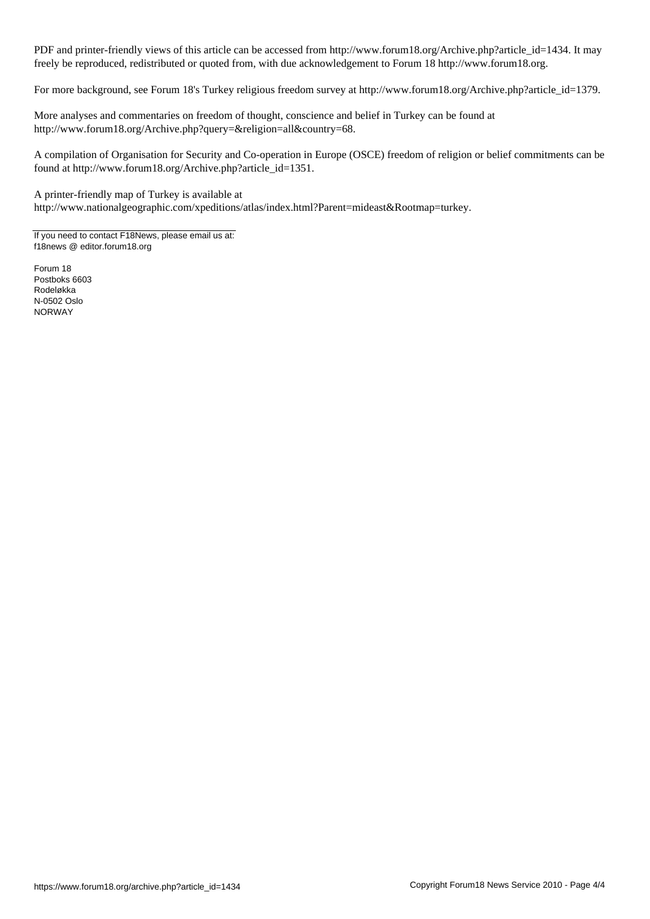PDF and printer-friendly views of this article can be accessed from http://www.forum18.org/Archive.php?article_id=1434. It may freely be reproduced, redistributed or quoted from, with due acknowledgement to Forum 18 http://www.forum18.org.

For more background, see Forum 18's Turkey religious freedom survey at http://www.forum18.org/Archive.php?article_id=1379.

More analyses and commentaries on freedom of thought, conscience and belief in Turkey can be found at http://www.forum18.org/Archive.php?query=&religion=all&country=68.

A compilation of Organisation for Security and Co-operation in Europe (OSCE) freedom of religion or belief commitments can be found at http://www.forum18.org/Archive.php?article_id=1351.

A printer-friendly map of Turkey is available at http://www.nationalgeographic.com/xpeditions/atlas/index.html?Parent=mideast&Rootmap=turkey.

If you need to contact F18News, please email us at:
f18news @ editor.forum18.org

Forum 18
Postboks 6603
Rodeløkka
N-0502 Oslo
NORWAY